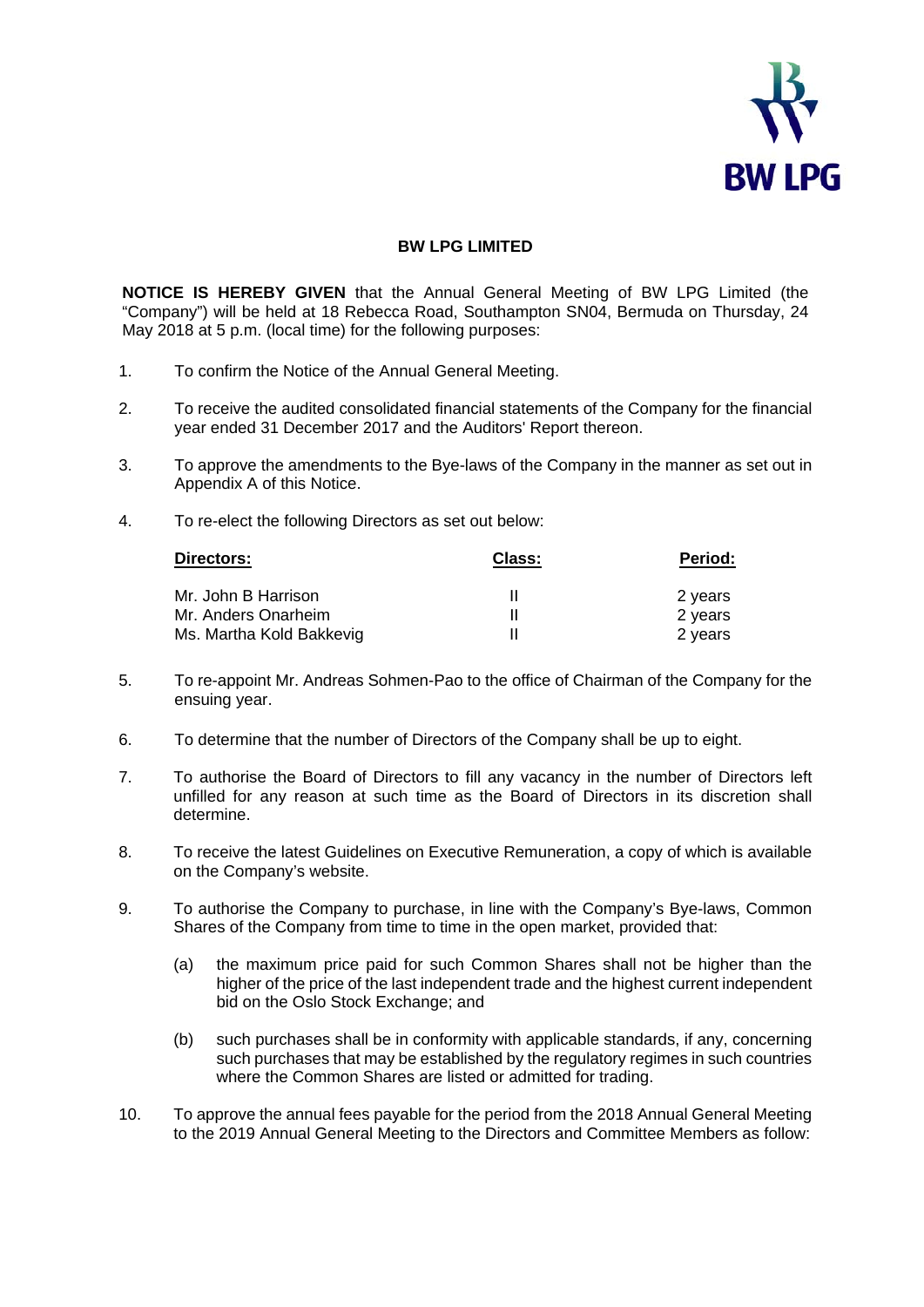# BW LPG LIMITED

**NOTICE IS HEREBY GIVEN** that the Annual General Meeting of BW LPG Limited (the "Company") will be held at 18 Rebecca Road, Southampton SN04, Bermuda on Thursday, 24 May 2018 at 5 p.m. (local time) for the following purposes:

1. To confirm the Notice of the Annual General Meeting.

2. To receive the audited consolidated financial statements of the Company for the financial year ended 31 December 2017 and the Auditors' Report thereon.

3. To approve the amendments to the Bye-laws of the Company in the manner as set out in Appendix A of this Notice.

4. To re-elect the following Directors as set out below:

| Directors: | Class: | Period: |
|---|---|---|
| Mr. John B Harrison | II | 2 years |
| Mr. Anders Onarheim | II | 2 years |
| Ms. Martha Kold Bakkevig | II | 2 years |

5. To re-appoint Mr. Andreas Sohmen-Pao to the office of Chairman of the Company for the ensuing year.

6. To determine that the number of Directors of the Company shall be up to eight.

7. To authorise the Board of Directors to fill any vacancy in the number of Directors left unfilled for any reason at such time as the Board of Directors in its discretion shall determine.

8. To receive the latest Guidelines on Executive Remuneration, a copy of which is available on the Company's website.

9. To authorise the Company to purchase, in line with the Company's Bye-laws, Common Shares of the Company from time to time in the open market, provided that:

   (a) the maximum price paid for such Common Shares shall not be higher than the higher of the price of the last independent trade and the highest current independent bid on the Oslo Stock Exchange; and

   (b) such purchases shall be in conformity with applicable standards, if any, concerning such purchases that may be established by the regulatory regimes in such countries where the Common Shares are listed or admitted for trading.

10. To approve the annual fees payable for the period from the 2018 Annual General Meeting to the 2019 Annual General Meeting to the Directors and Committee Members as follow: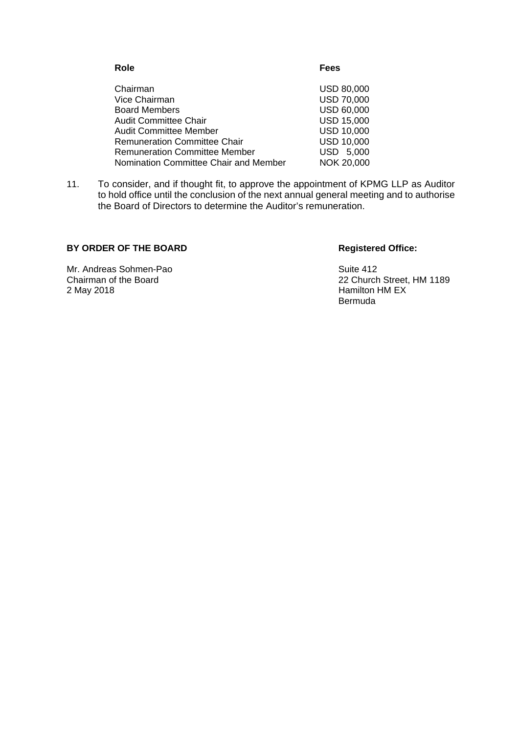| Role | Fees |
| --- | --- |
| Chairman | USD 80,000 |
| Vice Chairman | USD 70,000 |
| Board Members | USD 60,000 |
| Audit Committee Chair | USD 15,000 |
| Audit Committee Member | USD 10,000 |
| Remuneration Committee Chair | USD 10,000 |
| Remuneration Committee Member | USD 5,000 |
| Nomination Committee Chair and Member | NOK 20,000 |

11. To consider, and if thought fit, to approve the appointment of KPMG LLP as Auditor to hold office until the conclusion of the next annual general meeting and to authorise the Board of Directors to determine the Auditor's remuneration.

**BY ORDER OF THE BOARD**

Mr. Andreas Sohmen-Pao
Chairman of the Board
2 May 2018

**Registered Office:**

Suite 412
22 Church Street, HM 1189
Hamilton HM EX
Bermuda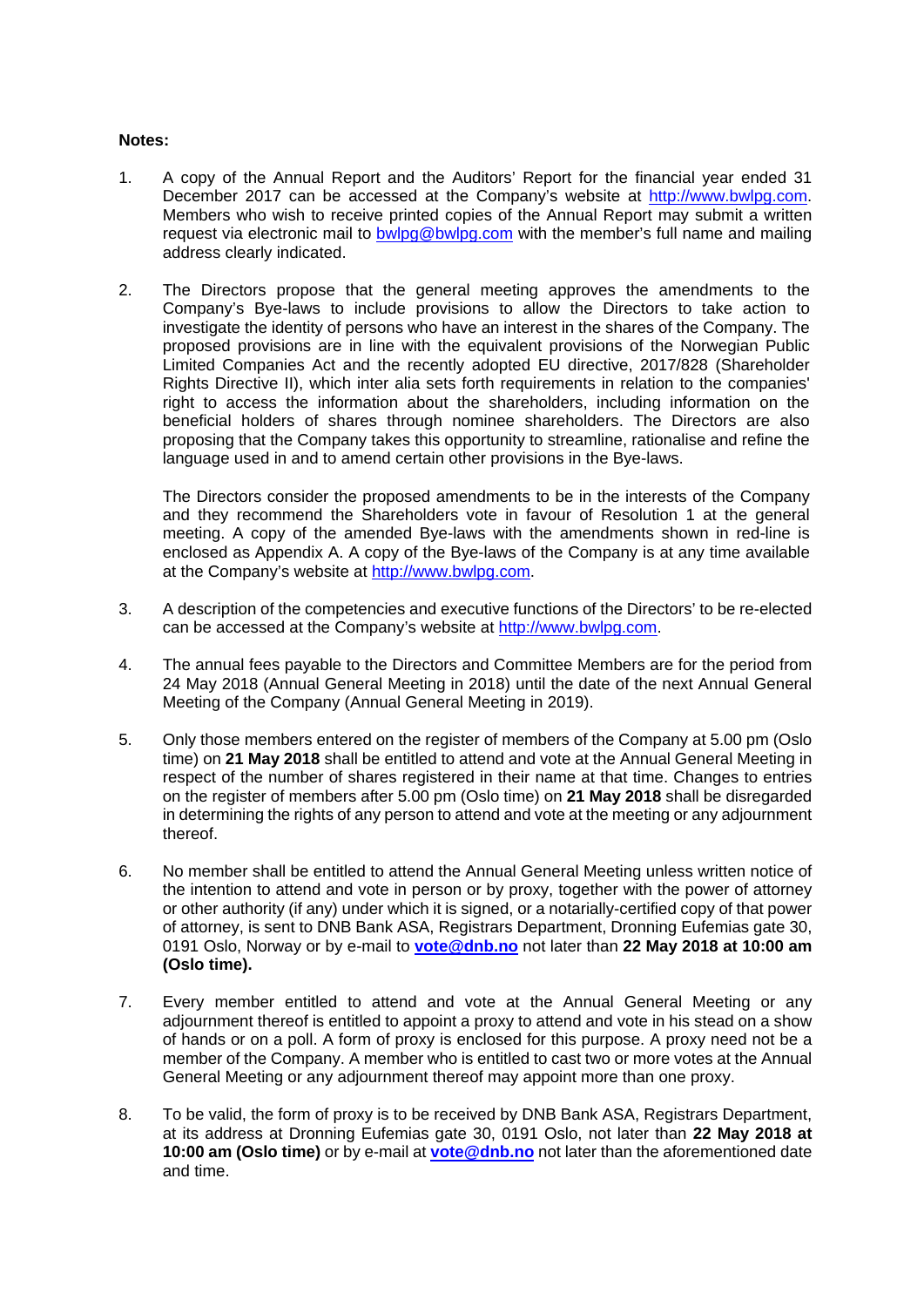**Notes:**

1. A copy of the Annual Report and the Auditors' Report for the financial year ended 31 December 2017 can be accessed at the Company's website at http://www.bwlpg.com. Members who wish to receive printed copies of the Annual Report may submit a written request via electronic mail to bwlpg@bwlpg.com with the member's full name and mailing address clearly indicated.

2. The Directors propose that the general meeting approves the amendments to the Company's Bye-laws to include provisions to allow the Directors to take action to investigate the identity of persons who have an interest in the shares of the Company. The proposed provisions are in line with the equivalent provisions of the Norwegian Public Limited Companies Act and the recently adopted EU directive, 2017/828 (Shareholder Rights Directive II), which inter alia sets forth requirements in relation to the companies' right to access the information about the shareholders, including information on the beneficial holders of shares through nominee shareholders. The Directors are also proposing that the Company takes this opportunity to streamline, rationalise and refine the language used in and to amend certain other provisions in the Bye-laws.

   The Directors consider the proposed amendments to be in the interests of the Company and they recommend the Shareholders vote in favour of Resolution 1 at the general meeting. A copy of the amended Bye-laws with the amendments shown in red-line is enclosed as Appendix A. A copy of the Bye-laws of the Company is at any time available at the Company's website at http://www.bwlpg.com.

3. A description of the competencies and executive functions of the Directors' to be re-elected can be accessed at the Company's website at http://www.bwlpg.com.

4. The annual fees payable to the Directors and Committee Members are for the period from 24 May 2018 (Annual General Meeting in 2018) until the date of the next Annual General Meeting of the Company (Annual General Meeting in 2019).

5. Only those members entered on the register of members of the Company at 5.00 pm (Oslo time) on **21 May 2018** shall be entitled to attend and vote at the Annual General Meeting in respect of the number of shares registered in their name at that time. Changes to entries on the register of members after 5.00 pm (Oslo time) on **21 May 2018** shall be disregarded in determining the rights of any person to attend and vote at the meeting or any adjournment thereof.

6. No member shall be entitled to attend the Annual General Meeting unless written notice of the intention to attend and vote in person or by proxy, together with the power of attorney or other authority (if any) under which it is signed, or a notarially-certified copy of that power of attorney, is sent to DNB Bank ASA, Registrars Department, Dronning Eufemias gate 30, 0191 Oslo, Norway or by e-mail to **vote@dnb.no** not later than **22 May 2018 at 10:00 am (Oslo time).**

7. Every member entitled to attend and vote at the Annual General Meeting or any adjournment thereof is entitled to appoint a proxy to attend and vote in his stead on a show of hands or on a poll. A form of proxy is enclosed for this purpose. A proxy need not be a member of the Company. A member who is entitled to cast two or more votes at the Annual General Meeting or any adjournment thereof may appoint more than one proxy.

8. To be valid, the form of proxy is to be received by DNB Bank ASA, Registrars Department, at its address at Dronning Eufemias gate 30, 0191 Oslo, not later than **22 May 2018 at 10:00 am (Oslo time)** or by e-mail at **vote@dnb.no** not later than the aforementioned date and time.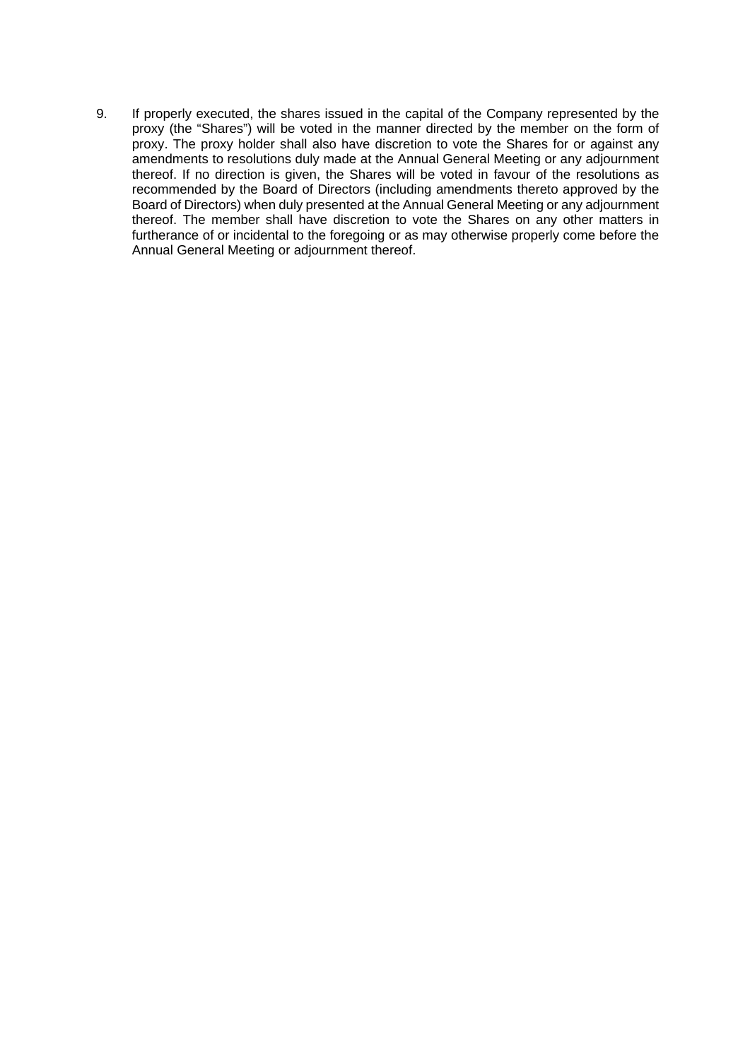9. If properly executed, the shares issued in the capital of the Company represented by the proxy (the "Shares") will be voted in the manner directed by the member on the form of proxy. The proxy holder shall also have discretion to vote the Shares for or against any amendments to resolutions duly made at the Annual General Meeting or any adjournment thereof. If no direction is given, the Shares will be voted in favour of the resolutions as recommended by the Board of Directors (including amendments thereto approved by the Board of Directors) when duly presented at the Annual General Meeting or any adjournment thereof. The member shall have discretion to vote the Shares on any other matters in furtherance of or incidental to the foregoing or as may otherwise properly come before the Annual General Meeting or adjournment thereof.